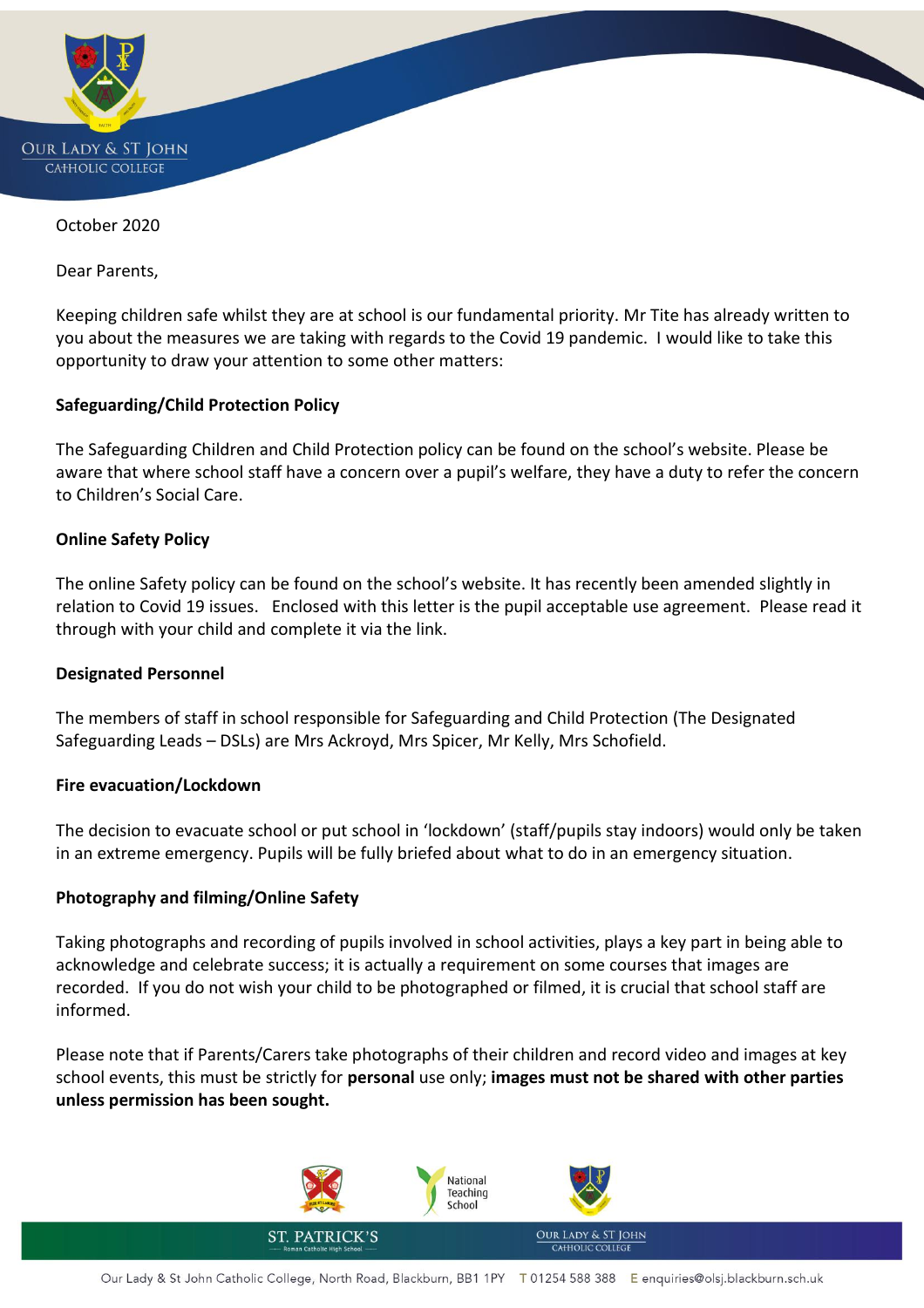October 2020

Dear Parents,

Keeping children safe whilst they are at school is our fundamental priority. Mr Tite has already written to you about the measures we are taking with regards to the Covid 19 pandemic. I would like to take this opportunity to draw your attention to some other matters:

**Safeguarding/Child Protection Policy**

The Safeguarding Children and Child Protection policy can be found on the school's website. Please be aware that where school staff have a concern over a pupil's welfare, they have a duty to refer the concern to Children's Social Care.

**Online Safety Policy**

The online Safety policy can be found on the school's website. It has recently been amended slightly in relation to Covid 19 issues. Enclosed with this letter is the pupil acceptable use agreement. Please read it through with your child and complete it via the link.

**Designated Personnel**

The members of staff in school responsible for Safeguarding and Child Protection (The Designated Safeguarding Leads – DSLs) are Mrs Ackroyd, Mrs Spicer, Mr Kelly, Mrs Schofield.

**Fire evacuation/Lockdown**

The decision to evacuate school or put school in 'lockdown' (staff/pupils stay indoors) would only be taken in an extreme emergency. Pupils will be fully briefed about what to do in an emergency situation.

**Photography and filming/Online Safety**

Taking photographs and recording of pupils involved in school activities, plays a key part in being able to acknowledge and celebrate success; it is actually a requirement on some courses that images are recorded. If you do not wish your child to be photographed or filmed, it is crucial that school staff are informed.

Please note that if Parents/Carers take photographs of their children and record video and images at key school events, this must be strictly for **personal** use only; **images must not be shared with other parties unless permission has been sought.**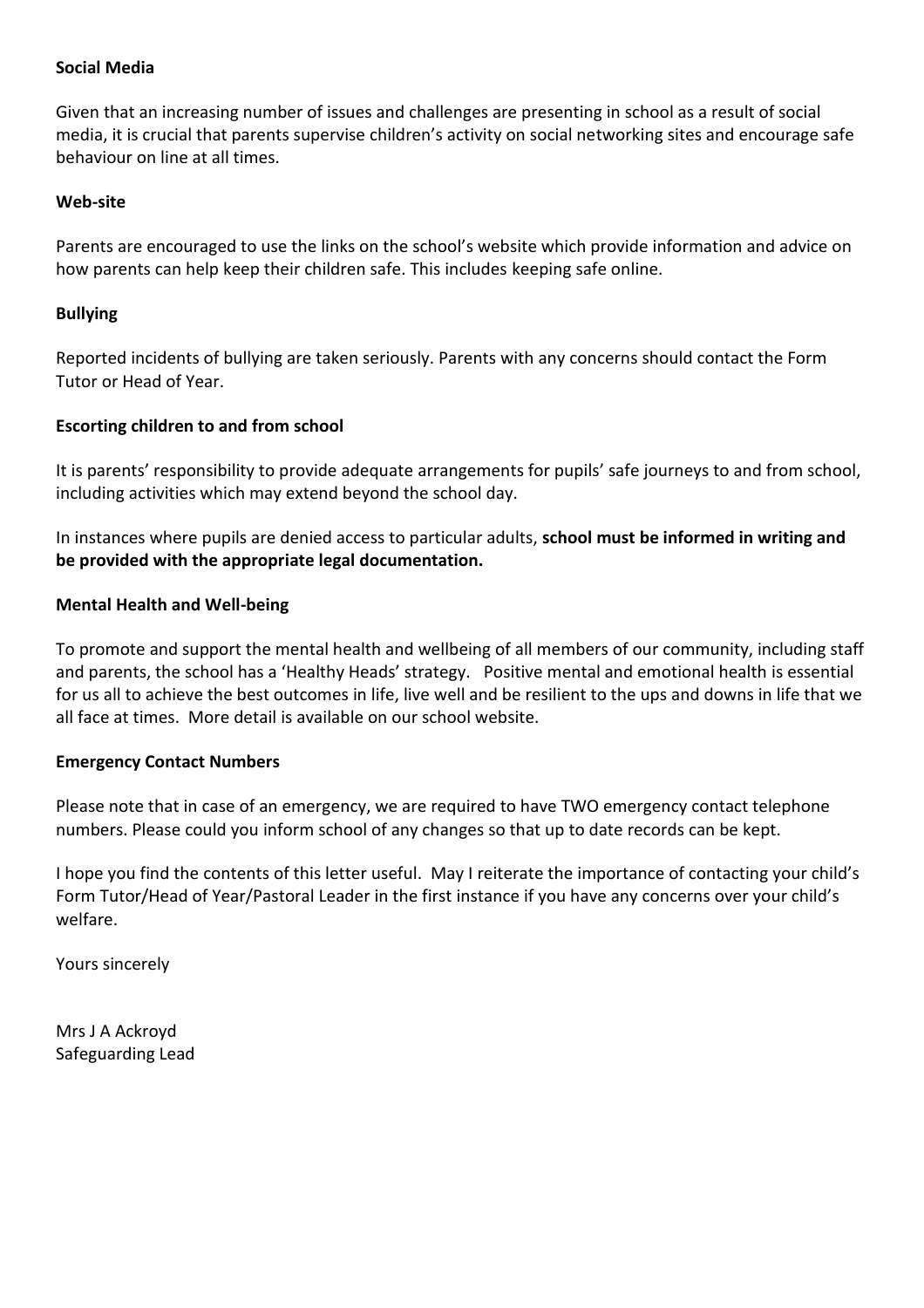**Social Media**

Given that an increasing number of issues and challenges are presenting in school as a result of social media, it is crucial that parents supervise children's activity on social networking sites and encourage safe behaviour on line at all times.

**Web-site**

Parents are encouraged to use the links on the school's website which provide information and advice on how parents can help keep their children safe. This includes keeping safe online.

**Bullying**

Reported incidents of bullying are taken seriously. Parents with any concerns should contact the Form Tutor or Head of Year.

**Escorting children to and from school**

It is parents' responsibility to provide adequate arrangements for pupils' safe journeys to and from school, including activities which may extend beyond the school day.

In instances where pupils are denied access to particular adults, **school must be informed in writing and be provided with the appropriate legal documentation.**

**Mental Health and Well-being**

To promote and support the mental health and wellbeing of all members of our community, including staff and parents, the school has a 'Healthy Heads' strategy. Positive mental and emotional health is essential for us all to achieve the best outcomes in life, live well and be resilient to the ups and downs in life that we all face at times. More detail is available on our school website.

**Emergency Contact Numbers**

Please note that in case of an emergency, we are required to have TWO emergency contact telephone numbers. Please could you inform school of any changes so that up to date records can be kept.

I hope you find the contents of this letter useful. May I reiterate the importance of contacting your child's Form Tutor/Head of Year/Pastoral Leader in the first instance if you have any concerns over your child's welfare.

Yours sincerely

Mrs J A Ackroyd
Safeguarding Lead